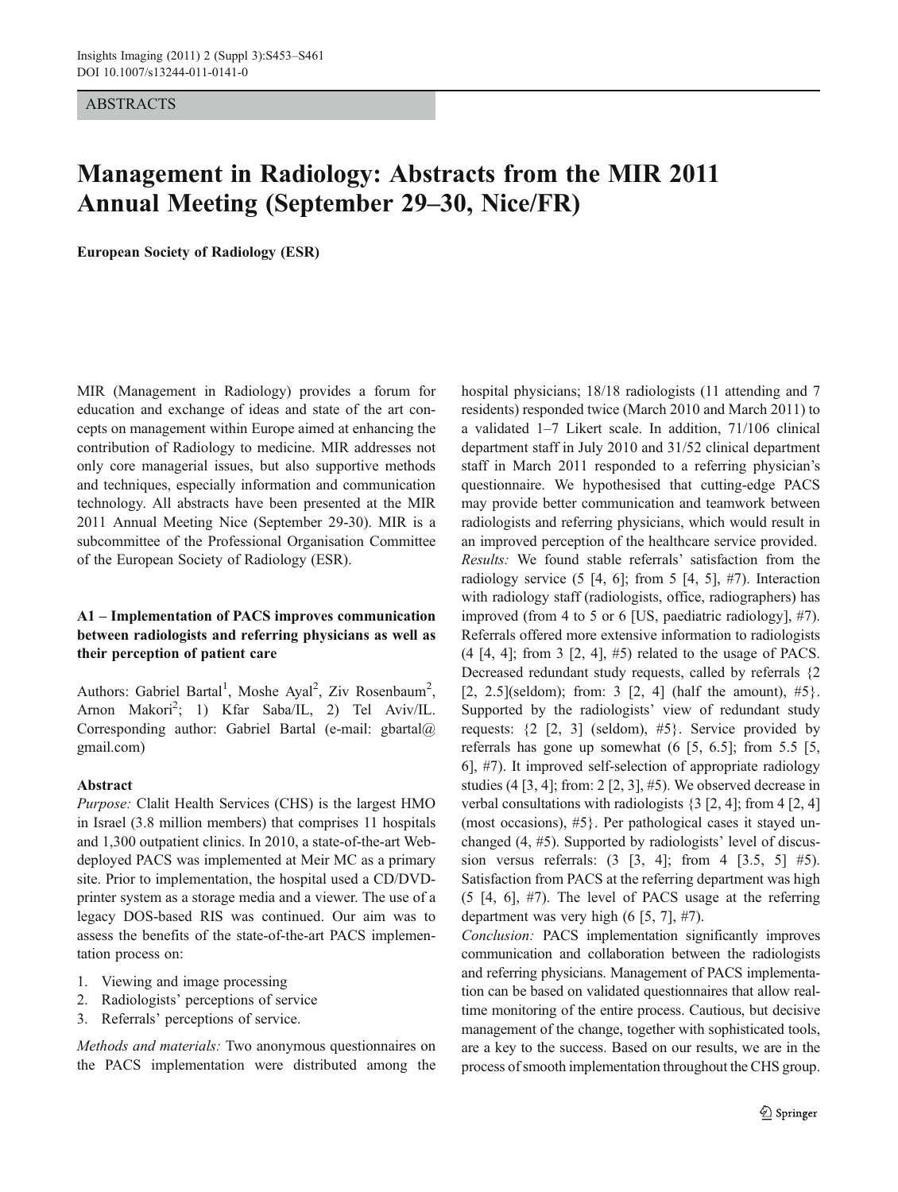ABSTRACTS

# Management in Radiology: Abstracts from the MIR 2011 Annual Meeting (September 29–30, Nice/FR)

**European Society of Radiology (ESR)**

MIR (Management in Radiology) provides a forum for education and exchange of ideas and state of the art concepts on management within Europe aimed at enhancing the contribution of Radiology to medicine. MIR addresses not only core managerial issues, but also supportive methods and techniques, especially information and communication technology. All abstracts have been presented at the MIR 2011 Annual Meeting Nice (September 29-30). MIR is a subcommittee of the Professional Organisation Committee of the European Society of Radiology (ESR).

## A1 – Implementation of PACS improves communication between radiologists and referring physicians as well as their perception of patient care

Authors: Gabriel Bartal[1], Moshe Ayal[2], Ziv Rosenbaum[2], Arnon Makori[2]; 1) Kfar Saba/IL, 2) Tel Aviv/IL. Corresponding author: Gabriel Bartal (e-mail: gbartal@gmail.com)

### Abstract

*Purpose:* Clalit Health Services (CHS) is the largest HMO in Israel (3.8 million members) that comprises 11 hospitals and 1,300 outpatient clinics. In 2010, a state-of-the-art Web-deployed PACS was implemented at Meir MC as a primary site. Prior to implementation, the hospital used a CD/DVD-printer system as a storage media and a viewer. The use of a legacy DOS-based RIS was continued. Our aim was to assess the benefits of the state-of-the-art PACS implementation process on:

1. Viewing and image processing
2. Radiologists' perceptions of service
3. Referrals' perceptions of service.

*Methods and materials:* Two anonymous questionnaires on the PACS implementation were distributed among the hospital physicians; 18/18 radiologists (11 attending and 7 residents) responded twice (March 2010 and March 2011) to a validated 1–7 Likert scale. In addition, 71/106 clinical department staff in July 2010 and 31/52 clinical department staff in March 2011 responded to a referring physician's questionnaire. We hypothesised that cutting-edge PACS may provide better communication and teamwork between radiologists and referring physicians, which would result in an improved perception of the healthcare service provided.

*Results:* We found stable referrals' satisfaction from the radiology service (5 [4, 6]; from 5 [4, 5], #7). Interaction with radiology staff (radiologists, office, radiographers) has improved (from 4 to 5 or 6 [US, paediatric radiology], #7). Referrals offered more extensive information to radiologists (4 [4, 4]; from 3 [2, 4], #5) related to the usage of PACS. Decreased redundant study requests, called by referrals {2 [2, 2.5](seldom); from: 3 [2, 4] (half the amount), #5}. Supported by the radiologists' view of redundant study requests: {2 [2, 3] (seldom), #5}. Service provided by referrals has gone up somewhat (6 [5, 6.5]; from 5.5 [5, 6], #7). It improved self-selection of appropriate radiology studies (4 [3, 4]; from: 2 [2, 3], #5). We observed decrease in verbal consultations with radiologists {3 [2, 4]; from 4 [2, 4] (most occasions), #5}. Per pathological cases it stayed unchanged (4, #5). Supported by radiologists' level of discussion versus referrals: (3 [3, 4]; from 4 [3.5, 5] #5). Satisfaction from PACS at the referring department was high (5 [4, 6], #7). The level of PACS usage at the referring department was very high (6 [5, 7], #7).

*Conclusion:* PACS implementation significantly improves communication and collaboration between the radiologists and referring physicians. Management of PACS implementation can be based on validated questionnaires that allow real-time monitoring of the entire process. Cautious, but decisive management of the change, together with sophisticated tools, are a key to the success. Based on our results, we are in the process of smooth implementation throughout the CHS group.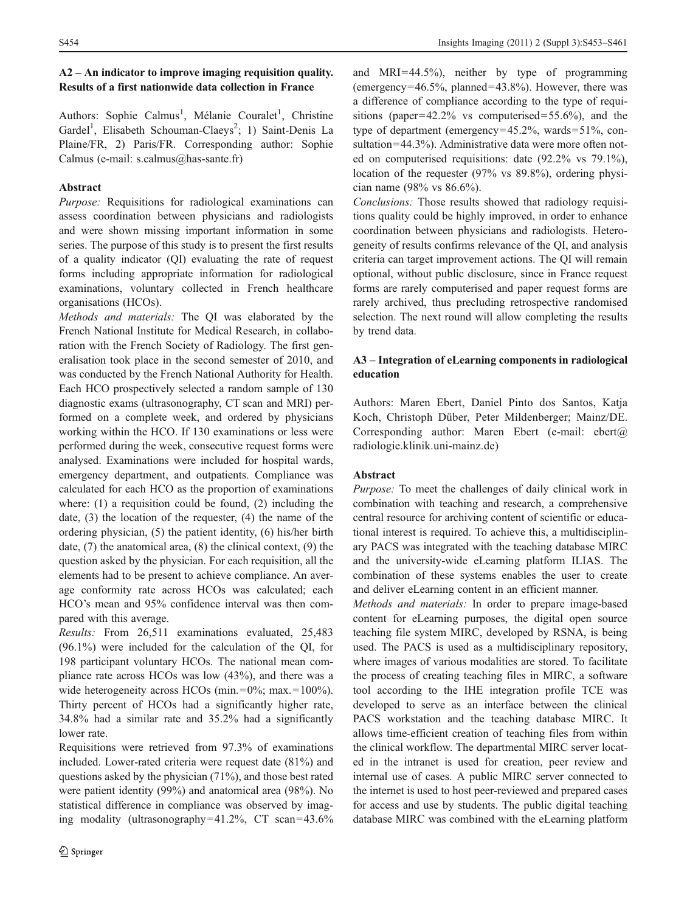## A2 – An indicator to improve imaging requisition quality. Results of a first nationwide data collection in France

Authors: Sophie Calmus[1], Mélanie Couralet[1], Christine Gardel[1], Elisabeth Schouman-Claeys[2]; 1) Saint-Denis La Plaine/FR, 2) Paris/FR. Corresponding author: Sophie Calmus (e-mail: s.calmus@has-sante.fr)

### Abstract

*Purpose:* Requisitions for radiological examinations can assess coordination between physicians and radiologists and were shown missing important information in some series. The purpose of this study is to present the first results of a quality indicator (QI) evaluating the rate of request forms including appropriate information for radiological examinations, voluntary collected in French healthcare organisations (HCOs).

*Methods and materials:* The QI was elaborated by the French National Institute for Medical Research, in collaboration with the French Society of Radiology. The first generalisation took place in the second semester of 2010, and was conducted by the French National Authority for Health. Each HCO prospectively selected a random sample of 130 diagnostic exams (ultrasonography, CT scan and MRI) performed on a complete week, and ordered by physicians working within the HCO. If 130 examinations or less were performed during the week, consecutive request forms were analysed. Examinations were included for hospital wards, emergency department, and outpatients. Compliance was calculated for each HCO as the proportion of examinations where: (1) a requisition could be found, (2) including the date, (3) the location of the requester, (4) the name of the ordering physician, (5) the patient identity, (6) his/her birth date, (7) the anatomical area, (8) the clinical context, (9) the question asked by the physician. For each requisition, all the elements had to be present to achieve compliance. An average conformity rate across HCOs was calculated; each HCO's mean and 95% confidence interval was then compared with this average.

*Results:* From 26,511 examinations evaluated, 25,483 (96.1%) were included for the calculation of the QI, for 198 participant voluntary HCOs. The national mean compliance rate across HCOs was low (43%), and there was a wide heterogeneity across HCOs (min.=0%; max.=100%). Thirty percent of HCOs had a significantly higher rate, 34.8% had a similar rate and 35.2% had a significantly lower rate.

Requisitions were retrieved from 97.3% of examinations included. Lower-rated criteria were request date (81%) and questions asked by the physician (71%), and those best rated were patient identity (99%) and anatomical area (98%). No statistical difference in compliance was observed by imaging modality (ultrasonography=41.2%, CT scan=43.6% and MRI=44.5%), neither by type of programming (emergency=46.5%, planned=43.8%). However, there was a difference of compliance according to the type of requisitions (paper=42.2% vs computerised=55.6%), and the type of department (emergency=45.2%, wards=51%, consultation=44.3%). Administrative data were more often noted on computerised requisitions: date (92.2% vs 79.1%), location of the requester (97% vs 89.8%), ordering physician name (98% vs 86.6%).

*Conclusions:* Those results showed that radiology requisitions quality could be highly improved, in order to enhance coordination between physicians and radiologists. Heterogeneity of results confirms relevance of the QI, and analysis criteria can target improvement actions. The QI will remain optional, without public disclosure, since in France request forms are rarely computerised and paper request forms are rarely archived, thus precluding retrospective randomised selection. The next round will allow completing the results by trend data.

## A3 – Integration of eLearning components in radiological education

Authors: Maren Ebert, Daniel Pinto dos Santos, Katja Koch, Christoph Düber, Peter Mildenberger; Mainz/DE. Corresponding author: Maren Ebert (e-mail: ebert@radiologie.klinik.uni-mainz.de)

### Abstract

*Purpose:* To meet the challenges of daily clinical work in combination with teaching and research, a comprehensive central resource for archiving content of scientific or educational interest is required. To achieve this, a multidisciplinary PACS was integrated with the teaching database MIRC and the university-wide eLearning platform ILIAS. The combination of these systems enables the user to create and deliver eLearning content in an efficient manner.

*Methods and materials:* In order to prepare image-based content for eLearning purposes, the digital open source teaching file system MIRC, developed by RSNA, is being used. The PACS is used as a multidisciplinary repository, where images of various modalities are stored. To facilitate the process of creating teaching files in MIRC, a software tool according to the IHE integration profile TCE was developed to serve as an interface between the clinical PACS workstation and the teaching database MIRC. It allows time-efficient creation of teaching files from within the clinical workflow. The departmental MIRC server located in the intranet is used for creation, peer review and internal use of cases. A public MIRC server connected to the internet is used to host peer-reviewed and prepared cases for access and use by students. The public digital teaching database MIRC was combined with the eLearning platform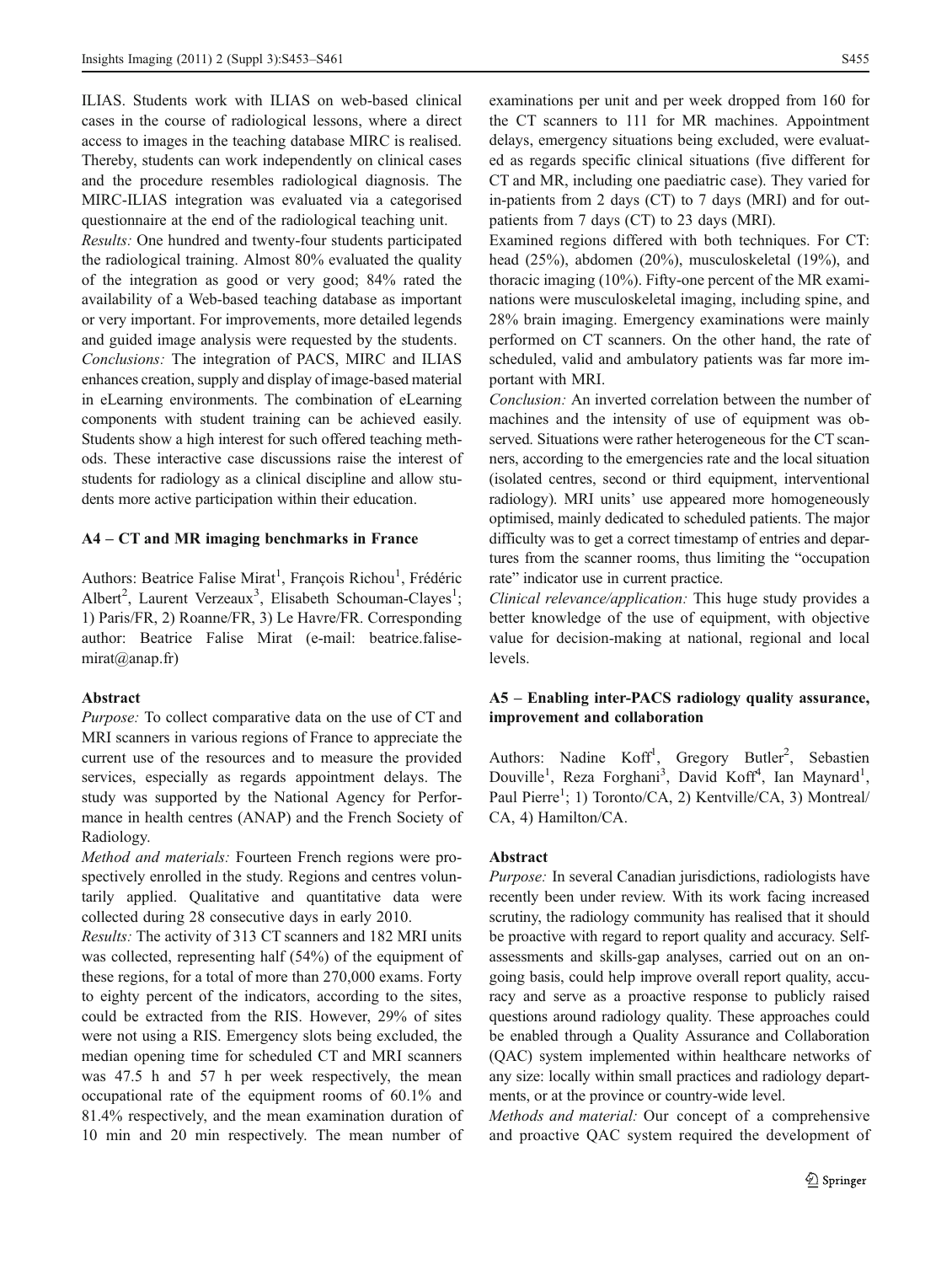ILIAS. Students work with ILIAS on web-based clinical cases in the course of radiological lessons, where a direct access to images in the teaching database MIRC is realised. Thereby, students can work independently on clinical cases and the procedure resembles radiological diagnosis. The MIRC-ILIAS integration was evaluated via a categorised questionnaire at the end of the radiological teaching unit.

*Results:* One hundred and twenty-four students participated the radiological training. Almost 80% evaluated the quality of the integration as good or very good; 84% rated the availability of a Web-based teaching database as important or very important. For improvements, more detailed legends and guided image analysis were requested by the students.

*Conclusions:* The integration of PACS, MIRC and ILIAS enhances creation, supply and display of image-based material in eLearning environments. The combination of eLearning components with student training can be achieved easily. Students show a high interest for such offered teaching methods. These interactive case discussions raise the interest of students for radiology as a clinical discipline and allow students more active participation within their education.

### A4 – CT and MR imaging benchmarks in France

Authors: Beatrice Falise Mirat[1], François Richou[1], Frédéric Albert[2], Laurent Verzeaux[3], Elisabeth Schouman-Clayes[1]; 1) Paris/FR, 2) Roanne/FR, 3) Le Havre/FR. Corresponding author: Beatrice Falise Mirat (e-mail: beatrice.falise-mirat@anap.fr)

#### Abstract

*Purpose:* To collect comparative data on the use of CT and MRI scanners in various regions of France to appreciate the current use of the resources and to measure the provided services, especially as regards appointment delays. The study was supported by the National Agency for Performance in health centres (ANAP) and the French Society of Radiology.

*Method and materials:* Fourteen French regions were prospectively enrolled in the study. Regions and centres voluntarily applied. Qualitative and quantitative data were collected during 28 consecutive days in early 2010.

*Results:* The activity of 313 CT scanners and 182 MRI units was collected, representing half (54%) of the equipment of these regions, for a total of more than 270,000 exams. Forty to eighty percent of the indicators, according to the sites, could be extracted from the RIS. However, 29% of sites were not using a RIS. Emergency slots being excluded, the median opening time for scheduled CT and MRI scanners was 47.5 h and 57 h per week respectively, the mean occupational rate of the equipment rooms of 60.1% and 81.4% respectively, and the mean examination duration of 10 min and 20 min respectively. The mean number of examinations per unit and per week dropped from 160 for the CT scanners to 111 for MR machines. Appointment delays, emergency situations being excluded, were evaluated as regards specific clinical situations (five different for CT and MR, including one paediatric case). They varied for in-patients from 2 days (CT) to 7 days (MRI) and for out-patients from 7 days (CT) to 23 days (MRI).

Examined regions differed with both techniques. For CT: head (25%), abdomen (20%), musculoskeletal (19%), and thoracic imaging (10%). Fifty-one percent of the MR examinations were musculoskeletal imaging, including spine, and 28% brain imaging. Emergency examinations were mainly performed on CT scanners. On the other hand, the rate of scheduled, valid and ambulatory patients was far more important with MRI.

*Conclusion:* An inverted correlation between the number of machines and the intensity of use of equipment was observed. Situations were rather heterogeneous for the CT scanners, according to the emergencies rate and the local situation (isolated centres, second or third equipment, interventional radiology). MRI units' use appeared more homogeneously optimised, mainly dedicated to scheduled patients. The major difficulty was to get a correct timestamp of entries and departures from the scanner rooms, thus limiting the "occupation rate" indicator use in current practice.

*Clinical relevance/application:* This huge study provides a better knowledge of the use of equipment, with objective value for decision-making at national, regional and local levels.

### A5 – Enabling inter-PACS radiology quality assurance, improvement and collaboration

Authors: Nadine Koff[1], Gregory Butler[2], Sebastien Douville[1], Reza Forghani[3], David Koff[4], Ian Maynard[1], Paul Pierre[1]; 1) Toronto/CA, 2) Kentville/CA, 3) Montreal/CA, 4) Hamilton/CA.

#### Abstract

*Purpose:* In several Canadian jurisdictions, radiologists have recently been under review. With its work facing increased scrutiny, the radiology community has realised that it should be proactive with regard to report quality and accuracy. Self-assessments and skills-gap analyses, carried out on an ongoing basis, could help improve overall report quality, accuracy and serve as a proactive response to publicly raised questions around radiology quality. These approaches could be enabled through a Quality Assurance and Collaboration (QAC) system implemented within healthcare networks of any size: locally within small practices and radiology departments, or at the province or country-wide level.

*Methods and material:* Our concept of a comprehensive and proactive QAC system required the development of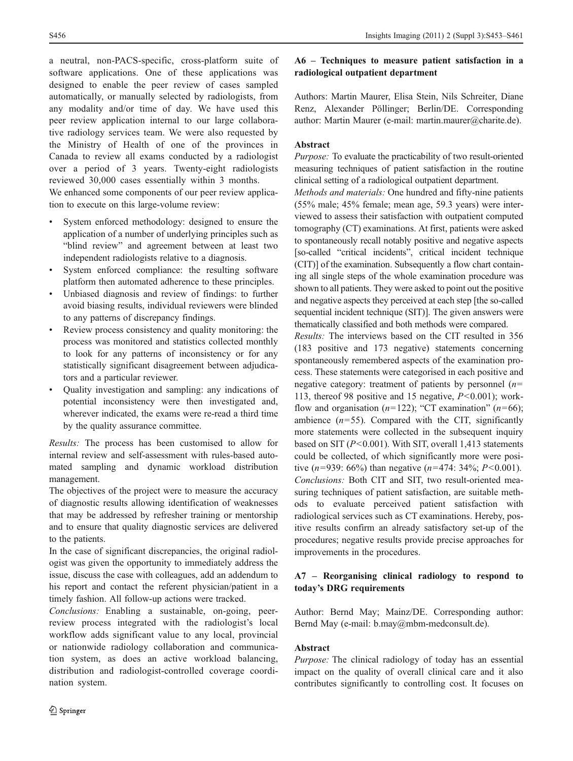a neutral, non-PACS-specific, cross-platform suite of software applications. One of these applications was designed to enable the peer review of cases sampled automatically, or manually selected by radiologists, from any modality and/or time of day. We have used this peer review application internal to our large collaborative radiology services team. We were also requested by the Ministry of Health of one of the provinces in Canada to review all exams conducted by a radiologist over a period of 3 years. Twenty-eight radiologists reviewed 30,000 cases essentially within 3 months.

We enhanced some components of our peer review application to execute on this large-volume review:

- System enforced methodology: designed to ensure the application of a number of underlying principles such as "blind review" and agreement between at least two independent radiologists relative to a diagnosis.
- System enforced compliance: the resulting software platform then automated adherence to these principles.
- Unbiased diagnosis and review of findings: to further avoid biasing results, individual reviewers were blinded to any patterns of discrepancy findings.
- Review process consistency and quality monitoring: the process was monitored and statistics collected monthly to look for any patterns of inconsistency or for any statistically significant disagreement between adjudicators and a particular reviewer.
- Quality investigation and sampling: any indications of potential inconsistency were then investigated and, wherever indicated, the exams were re-read a third time by the quality assurance committee.

*Results:* The process has been customised to allow for internal review and self-assessment with rules-based automated sampling and dynamic workload distribution management.

The objectives of the project were to measure the accuracy of diagnostic results allowing identification of weaknesses that may be addressed by refresher training or mentorship and to ensure that quality diagnostic services are delivered to the patients.

In the case of significant discrepancies, the original radiologist was given the opportunity to immediately address the issue, discuss the case with colleagues, add an addendum to his report and contact the referent physician/patient in a timely fashion. All follow-up actions were tracked.

*Conclusions:* Enabling a sustainable, on-going, peer-review process integrated with the radiologist's local workflow adds significant value to any local, provincial or nationwide radiology collaboration and communication system, as does an active workload balancing, distribution and radiologist-controlled coverage coordination system.

### A6 – Techniques to measure patient satisfaction in a radiological outpatient department

Authors: Martin Maurer, Elisa Stein, Nils Schreiter, Diane Renz, Alexander Pöllinger; Berlin/DE. Corresponding author: Martin Maurer (e-mail: martin.maurer@charite.de).

#### Abstract

*Purpose:* To evaluate the practicability of two result-oriented measuring techniques of patient satisfaction in the routine clinical setting of a radiological outpatient department.

*Methods and materials:* One hundred and fifty-nine patients (55% male; 45% female; mean age, 59.3 years) were interviewed to assess their satisfaction with outpatient computed tomography (CT) examinations. At first, patients were asked to spontaneously recall notably positive and negative aspects [so-called "critical incidents", critical incident technique (CIT)] of the examination. Subsequently a flow chart containing all single steps of the whole examination procedure was shown to all patients. They were asked to point out the positive and negative aspects they perceived at each step [the so-called sequential incident technique (SIT)]. The given answers were thematically classified and both methods were compared.

*Results:* The interviews based on the CIT resulted in 356 (183 positive and 173 negative) statements concerning spontaneously remembered aspects of the examination process. These statements were categorised in each positive and negative category: treatment of patients by personnel ($n = 113$, thereof 98 positive and 15 negative, $P < 0.001$); workflow and organisation ($n = 122$); "CT examination" ($n = 66$); ambience ($n = 55$). Compared with the CIT, significantly more statements were collected in the subsequent inquiry based on SIT ($P < 0.001$). With SIT, overall 1,413 statements could be collected, of which significantly more were positive ($n = 939$: 66%) than negative ($n = 474$: 34%; $P < 0.001$).

*Conclusions:* Both CIT and SIT, two result-oriented measuring techniques of patient satisfaction, are suitable methods to evaluate perceived patient satisfaction with radiological services such as CT examinations. Hereby, positive results confirm an already satisfactory set-up of the procedures; negative results provide precise approaches for improvements in the procedures.

### A7 – Reorganising clinical radiology to respond to today's DRG requirements

Author: Bernd May; Mainz/DE. Corresponding author: Bernd May (e-mail: b.may@mbm-medconsult.de).

#### Abstract

*Purpose:* The clinical radiology of today has an essential impact on the quality of overall clinical care and it also contributes significantly to controlling cost. It focuses on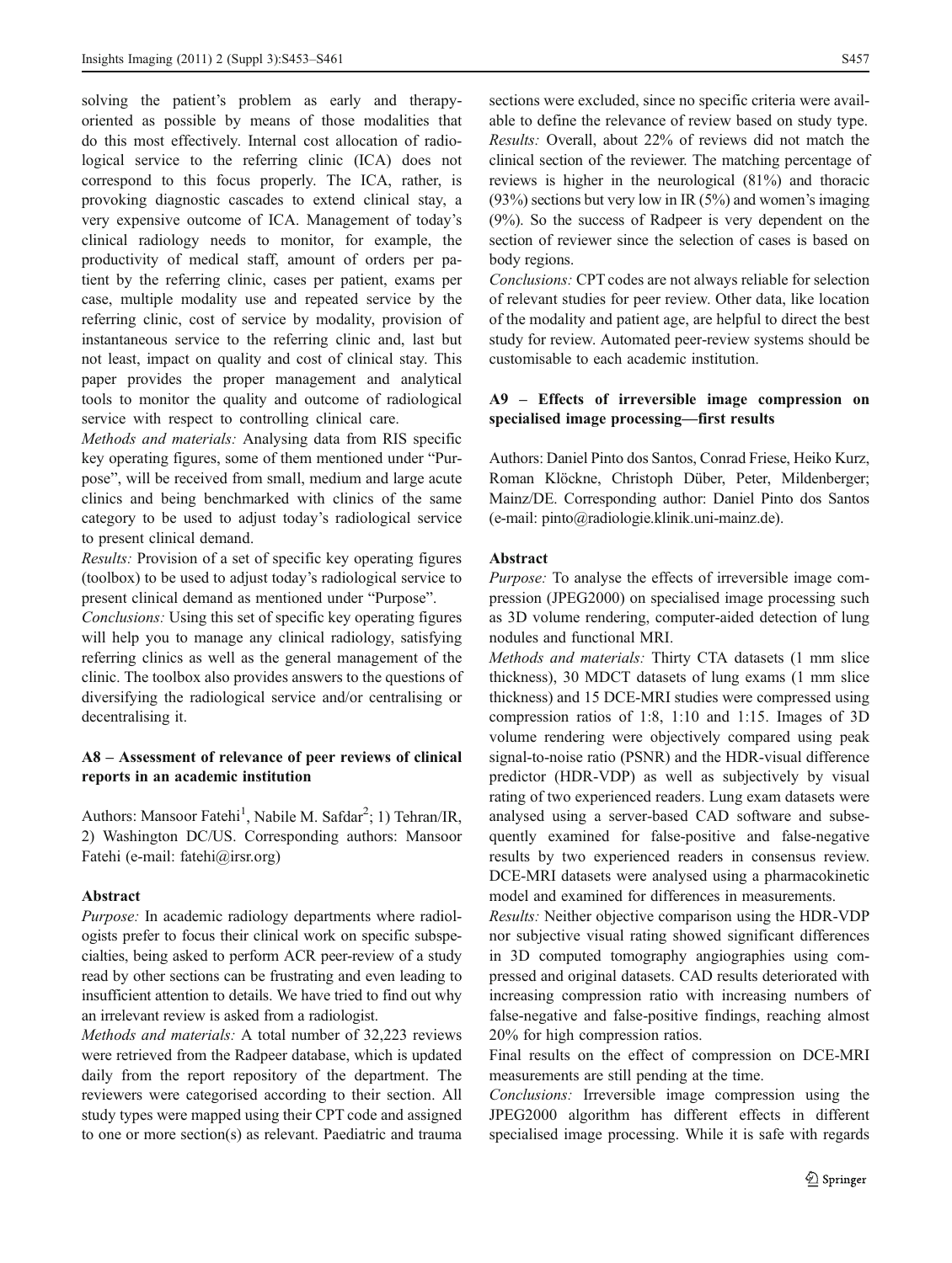solving the patient's problem as early and therapy-oriented as possible by means of those modalities that do this most effectively. Internal cost allocation of radiological service to the referring clinic (ICA) does not correspond to this focus properly. The ICA, rather, is provoking diagnostic cascades to extend clinical stay, a very expensive outcome of ICA. Management of today's clinical radiology needs to monitor, for example, the productivity of medical staff, amount of orders per patient by the referring clinic, cases per patient, exams per case, multiple modality use and repeated service by the referring clinic, cost of service by modality, provision of instantaneous service to the referring clinic and, last but not least, impact on quality and cost of clinical stay. This paper provides the proper management and analytical tools to monitor the quality and outcome of radiological service with respect to controlling clinical care.

*Methods and materials:* Analysing data from RIS specific key operating figures, some of them mentioned under "Purpose", will be received from small, medium and large acute clinics and being benchmarked with clinics of the same category to be used to adjust today's radiological service to present clinical demand.

*Results:* Provision of a set of specific key operating figures (toolbox) to be used to adjust today's radiological service to present clinical demand as mentioned under "Purpose".

*Conclusions:* Using this set of specific key operating figures will help you to manage any clinical radiology, satisfying referring clinics as well as the general management of the clinic. The toolbox also provides answers to the questions of diversifying the radiological service and/or centralising or decentralising it.

## A8 – Assessment of relevance of peer reviews of clinical reports in an academic institution

Authors: Mansoor Fatehi[1], Nabile M. Safdar[2]; 1) Tehran/IR, 2) Washington DC/US. Corresponding authors: Mansoor Fatehi (e-mail: fatehi@irsr.org)

### Abstract

*Purpose:* In academic radiology departments where radiologists prefer to focus their clinical work on specific subspecialties, being asked to perform ACR peer-review of a study read by other sections can be frustrating and even leading to insufficient attention to details. We have tried to find out why an irrelevant review is asked from a radiologist.

*Methods and materials:* A total number of 32,223 reviews were retrieved from the Radpeer database, which is updated daily from the report repository of the department. The reviewers were categorised according to their section. All study types were mapped using their CPT code and assigned to one or more section(s) as relevant. Paediatric and trauma sections were excluded, since no specific criteria were available to define the relevance of review based on study type.

*Results:* Overall, about 22% of reviews did not match the clinical section of the reviewer. The matching percentage of reviews is higher in the neurological (81%) and thoracic (93%) sections but very low in IR (5%) and women's imaging (9%). So the success of Radpeer is very dependent on the section of reviewer since the selection of cases is based on body regions.

*Conclusions:* CPT codes are not always reliable for selection of relevant studies for peer review. Other data, like location of the modality and patient age, are helpful to direct the best study for review. Automated peer-review systems should be customisable to each academic institution.

## A9 – Effects of irreversible image compression on specialised image processing—first results

Authors: Daniel Pinto dos Santos, Conrad Friese, Heiko Kurz, Roman Klöckne, Christoph Düber, Peter, Mildenberger; Mainz/DE. Corresponding author: Daniel Pinto dos Santos (e-mail: pinto@radiologie.klinik.uni-mainz.de).

### Abstract

*Purpose:* To analyse the effects of irreversible image compression (JPEG2000) on specialised image processing such as 3D volume rendering, computer-aided detection of lung nodules and functional MRI.

*Methods and materials:* Thirty CTA datasets (1 mm slice thickness), 30 MDCT datasets of lung exams (1 mm slice thickness) and 15 DCE-MRI studies were compressed using compression ratios of 1:8, 1:10 and 1:15. Images of 3D volume rendering were objectively compared using peak signal-to-noise ratio (PSNR) and the HDR-visual difference predictor (HDR-VDP) as well as subjectively by visual rating of two experienced readers. Lung exam datasets were analysed using a server-based CAD software and subsequently examined for false-positive and false-negative results by two experienced readers in consensus review. DCE-MRI datasets were analysed using a pharmacokinetic model and examined for differences in measurements.

*Results:* Neither objective comparison using the HDR-VDP nor subjective visual rating showed significant differences in 3D computed tomography angiographies using compressed and original datasets. CAD results deteriorated with increasing compression ratio with increasing numbers of false-negative and false-positive findings, reaching almost 20% for high compression ratios.

Final results on the effect of compression on DCE-MRI measurements are still pending at the time.

*Conclusions:* Irreversible image compression using the JPEG2000 algorithm has different effects in different specialised image processing. While it is safe with regards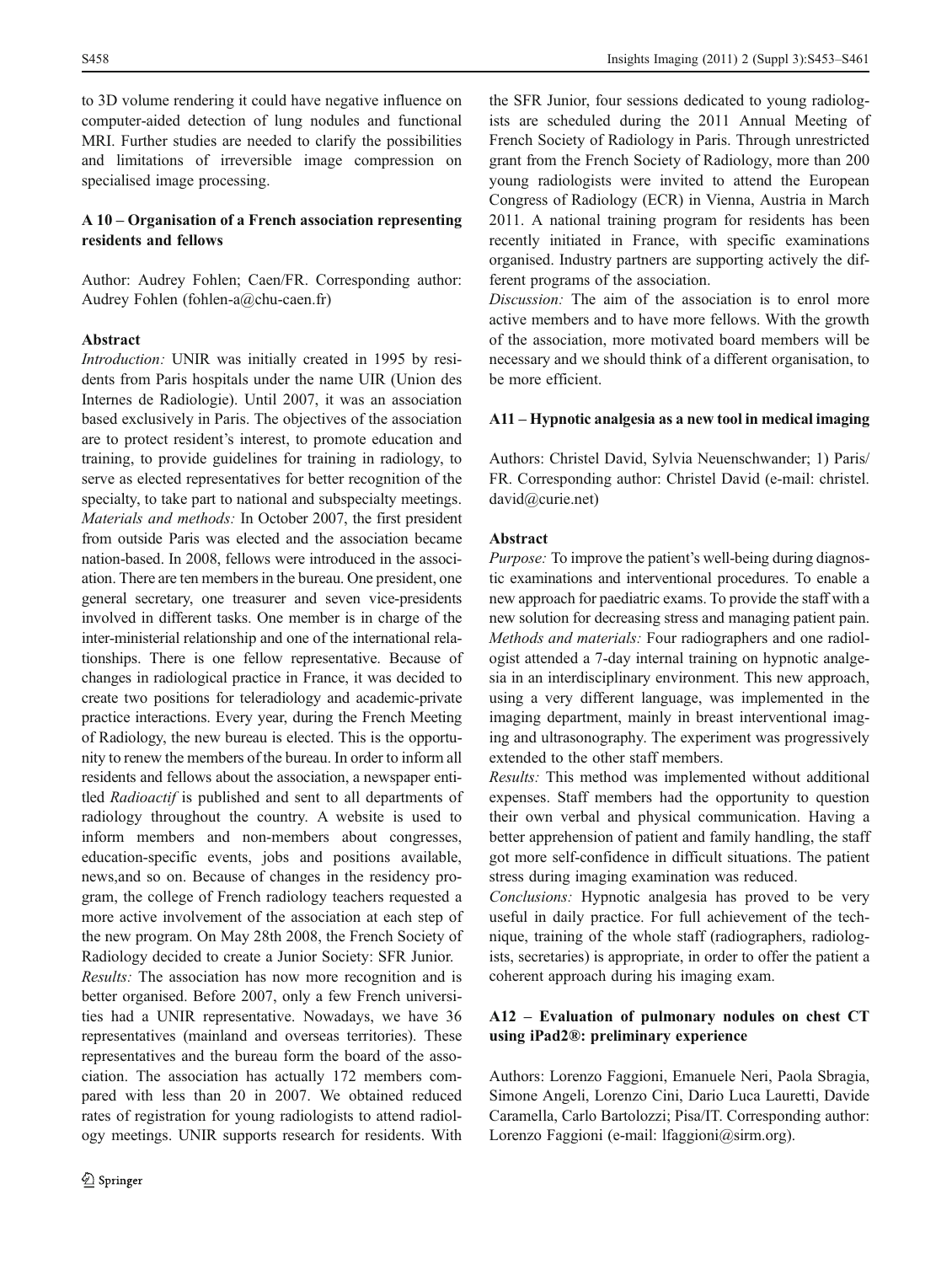to 3D volume rendering it could have negative influence on computer-aided detection of lung nodules and functional MRI. Further studies are needed to clarify the possibilities and limitations of irreversible image compression on specialised image processing.

### A 10 – Organisation of a French association representing residents and fellows

Author: Audrey Fohlen; Caen/FR. Corresponding author: Audrey Fohlen (fohlen-a@chu-caen.fr)

#### Abstract

*Introduction:* UNIR was initially created in 1995 by residents from Paris hospitals under the name UIR (Union des Internes de Radiologie). Until 2007, it was an association based exclusively in Paris. The objectives of the association are to protect resident's interest, to promote education and training, to provide guidelines for training in radiology, to serve as elected representatives for better recognition of the specialty, to take part to national and subspecialty meetings.

*Materials and methods:* In October 2007, the first president from outside Paris was elected and the association became nation-based. In 2008, fellows were introduced in the association. There are ten members in the bureau. One president, one general secretary, one treasurer and seven vice-presidents involved in different tasks. One member is in charge of the inter-ministerial relationship and one of the international relationships. There is one fellow representative. Because of changes in radiological practice in France, it was decided to create two positions for teleradiology and academic-private practice interactions. Every year, during the French Meeting of Radiology, the new bureau is elected. This is the opportunity to renew the members of the bureau. In order to inform all residents and fellows about the association, a newspaper entitled *Radioactif* is published and sent to all departments of radiology throughout the country. A website is used to inform members and non-members about congresses, education-specific events, jobs and positions available, news,and so on. Because of changes in the residency program, the college of French radiology teachers requested a more active involvement of the association at each step of the new program. On May 28th 2008, the French Society of Radiology decided to create a Junior Society: SFR Junior.

*Results:* The association has now more recognition and is better organised. Before 2007, only a few French universities had a UNIR representative. Nowadays, we have 36 representatives (mainland and overseas territories). These representatives and the bureau form the board of the association. The association has actually 172 members compared with less than 20 in 2007. We obtained reduced rates of registration for young radiologists to attend radiology meetings. UNIR supports research for residents. With the SFR Junior, four sessions dedicated to young radiologists are scheduled during the 2011 Annual Meeting of French Society of Radiology in Paris. Through unrestricted grant from the French Society of Radiology, more than 200 young radiologists were invited to attend the European Congress of Radiology (ECR) in Vienna, Austria in March 2011. A national training program for residents has been recently initiated in France, with specific examinations organised. Industry partners are supporting actively the different programs of the association.

*Discussion:* The aim of the association is to enrol more active members and to have more fellows. With the growth of the association, more motivated board members will be necessary and we should think of a different organisation, to be more efficient.

### A11 – Hypnotic analgesia as a new tool in medical imaging

Authors: Christel David, Sylvia Neuenschwander; 1) Paris/FR. Corresponding author: Christel David (e-mail: christel.david@curie.net)

#### Abstract

*Purpose:* To improve the patient's well-being during diagnostic examinations and interventional procedures. To enable a new approach for paediatric exams. To provide the staff with a new solution for decreasing stress and managing patient pain.

*Methods and materials:* Four radiographers and one radiologist attended a 7-day internal training on hypnotic analgesia in an interdisciplinary environment. This new approach, using a very different language, was implemented in the imaging department, mainly in breast interventional imaging and ultrasonography. The experiment was progressively extended to the other staff members.

*Results:* This method was implemented without additional expenses. Staff members had the opportunity to question their own verbal and physical communication. Having a better apprehension of patient and family handling, the staff got more self-confidence in difficult situations. The patient stress during imaging examination was reduced.

*Conclusions:* Hypnotic analgesia has proved to be very useful in daily practice. For full achievement of the technique, training of the whole staff (radiographers, radiologists, secretaries) is appropriate, in order to offer the patient a coherent approach during his imaging exam.

### A12 – Evaluation of pulmonary nodules on chest CT using iPad2®: preliminary experience

Authors: Lorenzo Faggioni, Emanuele Neri, Paola Sbragia, Simone Angeli, Lorenzo Cini, Dario Luca Lauretti, Davide Caramella, Carlo Bartolozzi; Pisa/IT. Corresponding author: Lorenzo Faggioni (e-mail: lfaggioni@sirm.org).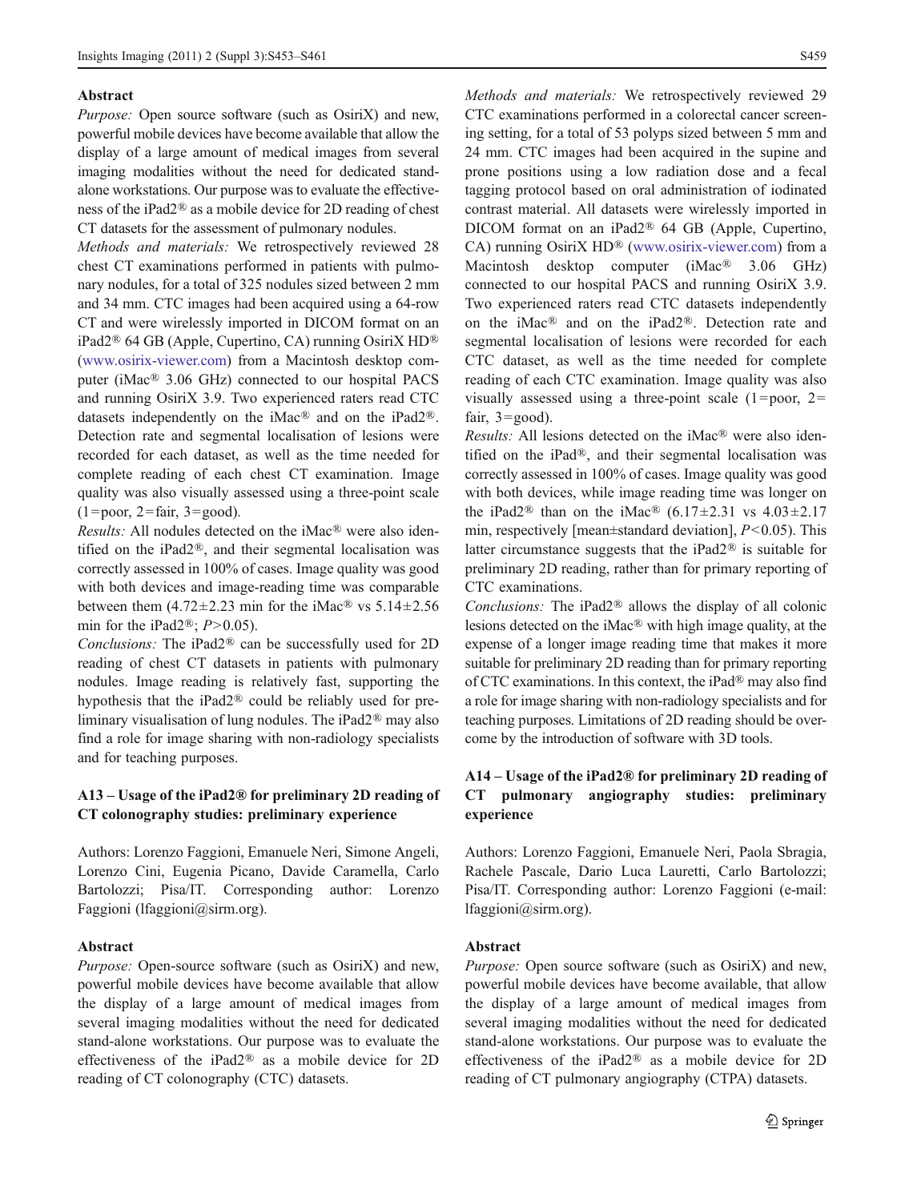### Abstract

*Purpose:* Open source software (such as OsiriX) and new, powerful mobile devices have become available that allow the display of a large amount of medical images from several imaging modalities without the need for dedicated stand-alone workstations. Our purpose was to evaluate the effectiveness of the iPad2® as a mobile device for 2D reading of chest CT datasets for the assessment of pulmonary nodules.

*Methods and materials:* We retrospectively reviewed 28 chest CT examinations performed in patients with pulmonary nodules, for a total of 325 nodules sized between 2 mm and 34 mm. CTC images had been acquired using a 64-row CT and were wirelessly imported in DICOM format on an iPad2® 64 GB (Apple, Cupertino, CA) running OsiriX HD® (www.osirix-viewer.com) from a Macintosh desktop computer (iMac® 3.06 GHz) connected to our hospital PACS and running OsiriX 3.9. Two experienced raters read CTC datasets independently on the iMac® and on the iPad2®. Detection rate and segmental localisation of lesions were recorded for each dataset, as well as the time needed for complete reading of each chest CT examination. Image quality was also visually assessed using a three-point scale (1=poor, 2=fair, 3=good).

*Results:* All nodules detected on the iMac® were also identified on the iPad2®, and their segmental localisation was correctly assessed in 100% of cases. Image quality was good with both devices and image-reading time was comparable between them (4.72±2.23 min for the iMac® vs 5.14±2.56 min for the iPad2®; $P>0.05$).

*Conclusions:* The iPad2® can be successfully used for 2D reading of chest CT datasets in patients with pulmonary nodules. Image reading is relatively fast, supporting the hypothesis that the iPad2® could be reliably used for preliminary visualisation of lung nodules. The iPad2® may also find a role for image sharing with non-radiology specialists and for teaching purposes.

## A13 – Usage of the iPad2® for preliminary 2D reading of CT colonography studies: preliminary experience

Authors: Lorenzo Faggioni, Emanuele Neri, Simone Angeli, Lorenzo Cini, Eugenia Picano, Davide Caramella, Carlo Bartolozzi; Pisa/IT. Corresponding author: Lorenzo Faggioni (lfaggioni@sirm.org).

### Abstract

*Purpose:* Open-source software (such as OsiriX) and new, powerful mobile devices have become available that allow the display of a large amount of medical images from several imaging modalities without the need for dedicated stand-alone workstations. Our purpose was to evaluate the effectiveness of the iPad2® as a mobile device for 2D reading of CT colonography (CTC) datasets.

*Methods and materials:* We retrospectively reviewed 29 CTC examinations performed in a colorectal cancer screening setting, for a total of 53 polyps sized between 5 mm and 24 mm. CTC images had been acquired in the supine and prone positions using a low radiation dose and a fecal tagging protocol based on oral administration of iodinated contrast material. All datasets were wirelessly imported in DICOM format on an iPad2® 64 GB (Apple, Cupertino, CA) running OsiriX HD® (www.osirix-viewer.com) from a Macintosh desktop computer (iMac® 3.06 GHz) connected to our hospital PACS and running OsiriX 3.9. Two experienced raters read CTC datasets independently on the iMac® and on the iPad2®. Detection rate and segmental localisation of lesions were recorded for each CTC dataset, as well as the time needed for complete reading of each CTC examination. Image quality was also visually assessed using a three-point scale (1=poor, 2=fair, 3=good).

*Results:* All lesions detected on the iMac® were also identified on the iPad®, and their segmental localisation was correctly assessed in 100% of cases. Image quality was good with both devices, while image reading time was longer on the iPad2® than on the iMac® (6.17±2.31 vs 4.03±2.17 min, respectively [mean±standard deviation], $P<0.05$). This latter circumstance suggests that the iPad2® is suitable for preliminary 2D reading, rather than for primary reporting of CTC examinations.

*Conclusions:* The iPad2® allows the display of all colonic lesions detected on the iMac® with high image quality, at the expense of a longer image reading time that makes it more suitable for preliminary 2D reading than for primary reporting of CTC examinations. In this context, the iPad® may also find a role for image sharing with non-radiology specialists and for teaching purposes. Limitations of 2D reading should be overcome by the introduction of software with 3D tools.

## A14 – Usage of the iPad2® for preliminary 2D reading of CT pulmonary angiography studies: preliminary experience

Authors: Lorenzo Faggioni, Emanuele Neri, Paola Sbragia, Rachele Pascale, Dario Luca Lauretti, Carlo Bartolozzi; Pisa/IT. Corresponding author: Lorenzo Faggioni (e-mail: lfaggioni@sirm.org).

### Abstract

*Purpose:* Open source software (such as OsiriX) and new, powerful mobile devices have become available, that allow the display of a large amount of medical images from several imaging modalities without the need for dedicated stand-alone workstations. Our purpose was to evaluate the effectiveness of the iPad2® as a mobile device for 2D reading of CT pulmonary angiography (CTPA) datasets.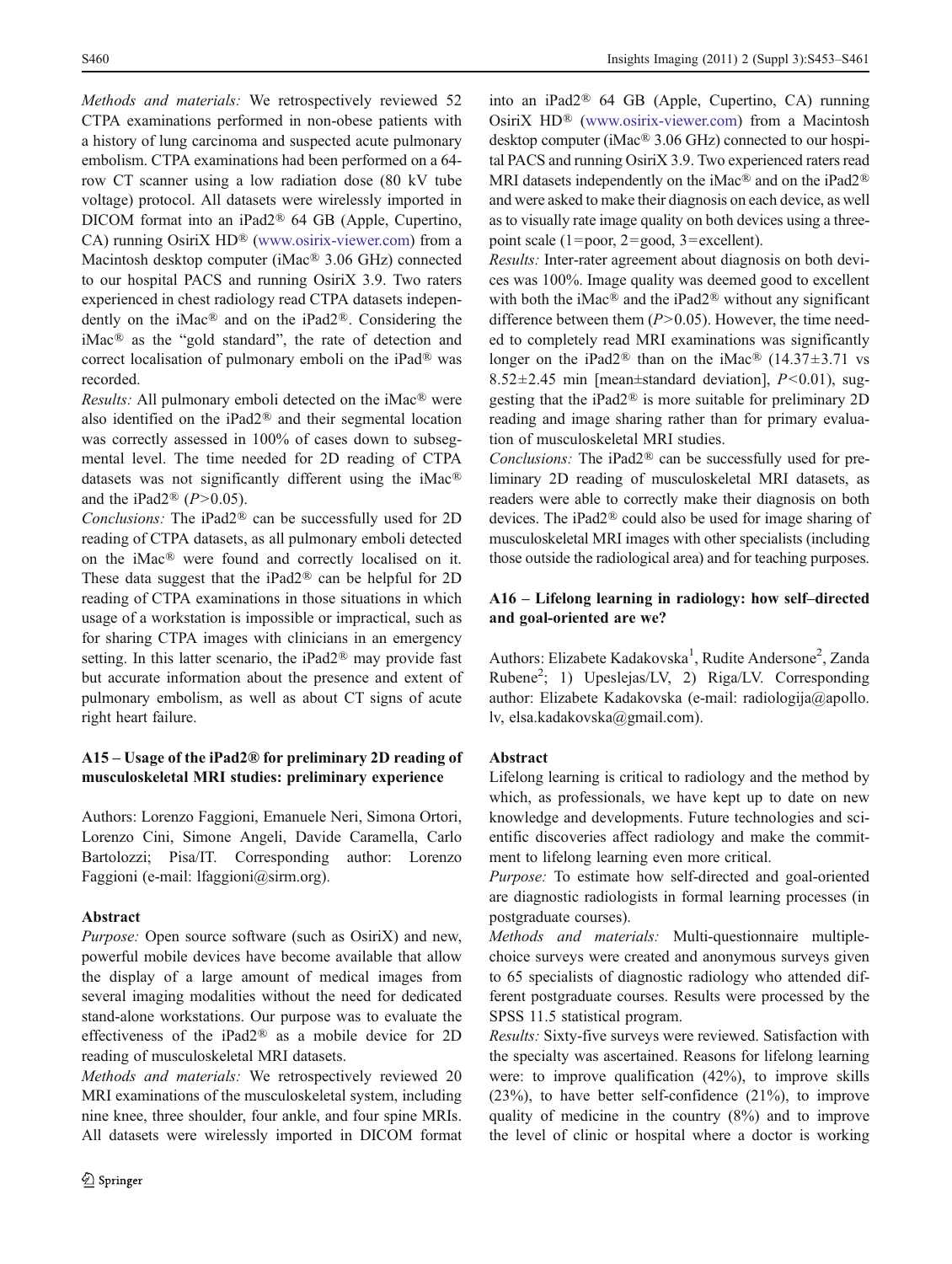*Methods and materials:* We retrospectively reviewed 52 CTPA examinations performed in non-obese patients with a history of lung carcinoma and suspected acute pulmonary embolism. CTPA examinations had been performed on a 64-row CT scanner using a low radiation dose (80 kV tube voltage) protocol. All datasets were wirelessly imported in DICOM format into an iPad2® 64 GB (Apple, Cupertino, CA) running OsiriX HD® (www.osirix-viewer.com) from a Macintosh desktop computer (iMac® 3.06 GHz) connected to our hospital PACS and running OsiriX 3.9. Two raters experienced in chest radiology read CTPA datasets independently on the iMac® and on the iPad2®. Considering the iMac® as the "gold standard", the rate of detection and correct localisation of pulmonary emboli on the iPad® was recorded.

*Results:* All pulmonary emboli detected on the iMac® were also identified on the iPad2® and their segmental location was correctly assessed in 100% of cases down to subsegmental level. The time needed for 2D reading of CTPA datasets was not significantly different using the iMac® and the iPad2® ($P>0.05$).

*Conclusions:* The iPad2® can be successfully used for 2D reading of CTPA datasets, as all pulmonary emboli detected on the iMac® were found and correctly localised on it. These data suggest that the iPad2® can be helpful for 2D reading of CTPA examinations in those situations in which usage of a workstation is impossible or impractical, such as for sharing CTPA images with clinicians in an emergency setting. In this latter scenario, the iPad2® may provide fast but accurate information about the presence and extent of pulmonary embolism, as well as about CT signs of acute right heart failure.

### A15 – Usage of the iPad2® for preliminary 2D reading of musculoskeletal MRI studies: preliminary experience

Authors: Lorenzo Faggioni, Emanuele Neri, Simona Ortori, Lorenzo Cini, Simone Angeli, Davide Caramella, Carlo Bartolozzi; Pisa/IT. Corresponding author: Lorenzo Faggioni (e-mail: lfaggioni@sirm.org).

#### Abstract

*Purpose:* Open source software (such as OsiriX) and new, powerful mobile devices have become available that allow the display of a large amount of medical images from several imaging modalities without the need for dedicated stand-alone workstations. Our purpose was to evaluate the effectiveness of the iPad2® as a mobile device for 2D reading of musculoskeletal MRI datasets.

*Methods and materials:* We retrospectively reviewed 20 MRI examinations of the musculoskeletal system, including nine knee, three shoulder, four ankle, and four spine MRIs. All datasets were wirelessly imported in DICOM format into an iPad2® 64 GB (Apple, Cupertino, CA) running OsiriX HD® (www.osirix-viewer.com) from a Macintosh desktop computer (iMac® 3.06 GHz) connected to our hospital PACS and running OsiriX 3.9. Two experienced raters read MRI datasets independently on the iMac® and on the iPad2® and were asked to make their diagnosis on each device, as well as to visually rate image quality on both devices using a three-point scale (1=poor, 2=good, 3=excellent).

*Results:* Inter-rater agreement about diagnosis on both devices was 100%. Image quality was deemed good to excellent with both the iMac® and the iPad2® without any significant difference between them ($P>0.05$). However, the time needed to completely read MRI examinations was significantly longer on the iPad2® than on the iMac® ($14.37\pm3.71$ vs $8.52\pm2.45$ min [mean±standard deviation], $P<0.01$), suggesting that the iPad2® is more suitable for preliminary 2D reading and image sharing rather than for primary evaluation of musculoskeletal MRI studies.

*Conclusions:* The iPad2® can be successfully used for preliminary 2D reading of musculoskeletal MRI datasets, as readers were able to correctly make their diagnosis on both devices. The iPad2® could also be used for image sharing of musculoskeletal MRI images with other specialists (including those outside the radiological area) and for teaching purposes.

### A16 – Lifelong learning in radiology: how self–directed and goal-oriented are we?

Authors: Elizabete Kadakovska[1], Rudite Andersone[2], Zanda Rubene[2]; 1) Upeslejas/LV, 2) Riga/LV. Corresponding author: Elizabete Kadakovska (e-mail: radiologija@apollo.lv, elsa.kadakovska@gmail.com).

#### Abstract

Lifelong learning is critical to radiology and the method by which, as professionals, we have kept up to date on new knowledge and developments. Future technologies and scientific discoveries affect radiology and make the commitment to lifelong learning even more critical.

*Purpose:* To estimate how self-directed and goal-oriented are diagnostic radiologists in formal learning processes (in postgraduate courses).

*Methods and materials:* Multi-questionnaire multiple-choice surveys were created and anonymous surveys given to 65 specialists of diagnostic radiology who attended different postgraduate courses. Results were processed by the SPSS 11.5 statistical program.

*Results:* Sixty-five surveys were reviewed. Satisfaction with the specialty was ascertained. Reasons for lifelong learning were: to improve qualification (42%), to improve skills (23%), to have better self-confidence (21%), to improve quality of medicine in the country (8%) and to improve the level of clinic or hospital where a doctor is working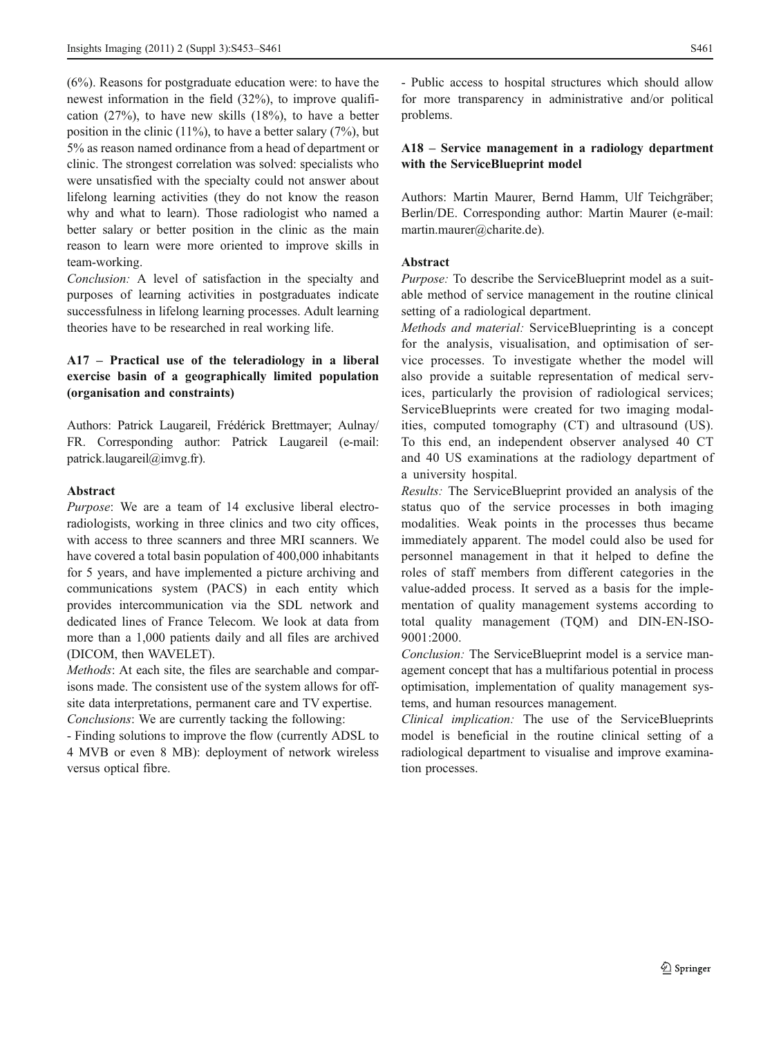(6%). Reasons for postgraduate education were: to have the newest information in the field (32%), to improve qualification (27%), to have new skills (18%), to have a better position in the clinic (11%), to have a better salary (7%), but 5% as reason named ordinance from a head of department or clinic. The strongest correlation was solved: specialists who were unsatisfied with the specialty could not answer about lifelong learning activities (they do not know the reason why and what to learn). Those radiologist who named a better salary or better position in the clinic as the main reason to learn were more oriented to improve skills in team-working.

*Conclusion:* A level of satisfaction in the specialty and purposes of learning activities in postgraduates indicate successfulness in lifelong learning processes. Adult learning theories have to be researched in real working life.

### A17 – Practical use of the teleradiology in a liberal exercise basin of a geographically limited population (organisation and constraints)

Authors: Patrick Laugareil, Frédérick Brettmayer; Aulnay/FR. Corresponding author: Patrick Laugareil (e-mail: patrick.laugareil@imvg.fr).

**Abstract**

*Purpose*: We are a team of 14 exclusive liberal electro-radiologists, working in three clinics and two city offices, with access to three scanners and three MRI scanners. We have covered a total basin population of 400,000 inhabitants for 5 years, and have implemented a picture archiving and communications system (PACS) in each entity which provides intercommunication via the SDL network and dedicated lines of France Telecom. We look at data from more than a 1,000 patients daily and all files are archived (DICOM, then WAVELET).

*Methods*: At each site, the files are searchable and comparisons made. The consistent use of the system allows for off-site data interpretations, permanent care and TV expertise.

*Conclusions*: We are currently tacking the following:

- Finding solutions to improve the flow (currently ADSL to 4 MVB or even 8 MB): deployment of network wireless versus optical fibre.
- Public access to hospital structures which should allow for more transparency in administrative and/or political problems.

### A18 – Service management in a radiology department with the ServiceBlueprint model

Authors: Martin Maurer, Bernd Hamm, Ulf Teichgräber; Berlin/DE. Corresponding author: Martin Maurer (e-mail: martin.maurer@charite.de).

**Abstract**

*Purpose:* To describe the ServiceBlueprint model as a suitable method of service management in the routine clinical setting of a radiological department.

*Methods and material:* ServiceBlueprinting is a concept for the analysis, visualisation, and optimisation of service processes. To investigate whether the model will also provide a suitable representation of medical services, particularly the provision of radiological services; ServiceBlueprints were created for two imaging modalities, computed tomography (CT) and ultrasound (US). To this end, an independent observer analysed 40 CT and 40 US examinations at the radiology department of a university hospital.

*Results:* The ServiceBlueprint provided an analysis of the status quo of the service processes in both imaging modalities. Weak points in the processes thus became immediately apparent. The model could also be used for personnel management in that it helped to define the roles of staff members from different categories in the value-added process. It served as a basis for the implementation of quality management systems according to total quality management (TQM) and DIN-EN-ISO-9001:2000.

*Conclusion:* The ServiceBlueprint model is a service management concept that has a multifarious potential in process optimisation, implementation of quality management systems, and human resources management.

*Clinical implication:* The use of the ServiceBlueprints model is beneficial in the routine clinical setting of a radiological department to visualise and improve examination processes.